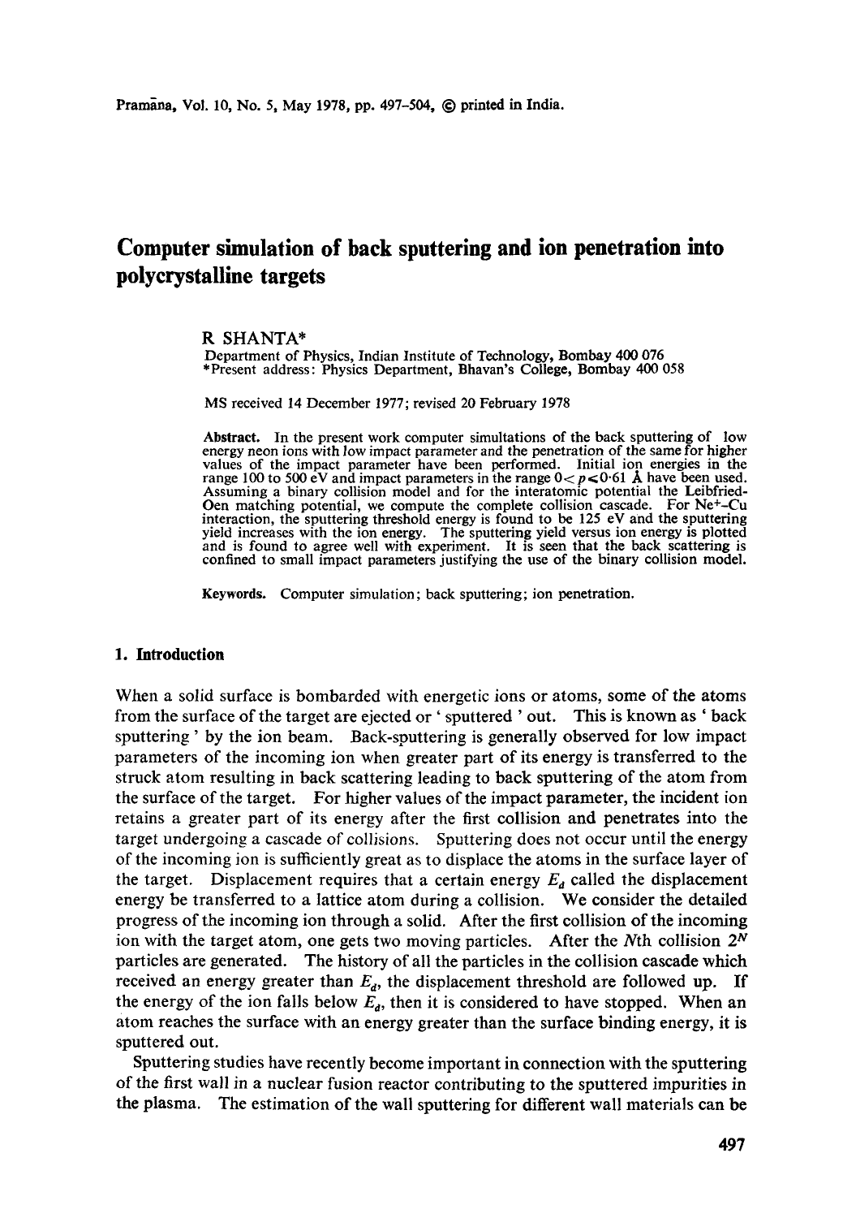# Computer simulation of back sputtering and ion penetration into polycrystalline targets

R SHANTA*

Department of Physics, Indian Institute of Technology, Bombay 400 076
*Present address: Physics Department, Bhavan's College, Bombay 400 058

MS received 14 December 1977; revised 20 February 1978

**Abstract.** In the present work computer simulations of the back sputtering of low energy neon ions with low impact parameter and the penetration of the same for higher values of the impact parameter have been performed. Initial ion energies in the range 100 to 500 eV and impact parameters in the range $0 < p \leqslant 0 \cdot 61$ Å have been used. Assuming a binary collision model and for the interatomic potential the Leibfried-Oen matching potential, we compute the complete collision cascade. For $Ne^+$–Cu interaction, the sputtering threshold energy is found to be 125 eV and the sputtering yield increases with the ion energy. The sputtering yield versus ion energy is plotted and is found to agree well with experiment. It is seen that the back scattering is confined to small impact parameters justifying the use of the binary collision model.

**Keywords.** Computer simulation; back sputtering; ion penetration.

## 1. Introduction

When a solid surface is bombarded with energetic ions or atoms, some of the atoms from the surface of the target are ejected or 'sputtered' out. This is known as 'back sputtering' by the ion beam. Back-sputtering is generally observed for low impact parameters of the incoming ion when greater part of its energy is transferred to the struck atom resulting in back scattering leading to back sputtering of the atom from the surface of the target. For higher values of the impact parameter, the incident ion retains a greater part of its energy after the first collision and penetrates into the target undergoing a cascade of collisions. Sputtering does not occur until the energy of the incoming ion is sufficiently great as to displace the atoms in the surface layer of the target. Displacement requires that a certain energy $E_d$ called the displacement energy be transferred to a lattice atom during a collision. We consider the detailed progress of the incoming ion through a solid. After the first collision of the incoming ion with the target atom, one gets two moving particles. After the $N$th collision $2^N$ particles are generated. The history of all the particles in the collision cascade which received an energy greater than $E_d$, the displacement threshold are followed up. If the energy of the ion falls below $E_d$, then it is considered to have stopped. When an atom reaches the surface with an energy greater than the surface binding energy, it is sputtered out.

Sputtering studies have recently become important in connection with the sputtering of the first wall in a nuclear fusion reactor contributing to the sputtered impurities in the plasma. The estimation of the wall sputtering for different wall materials can be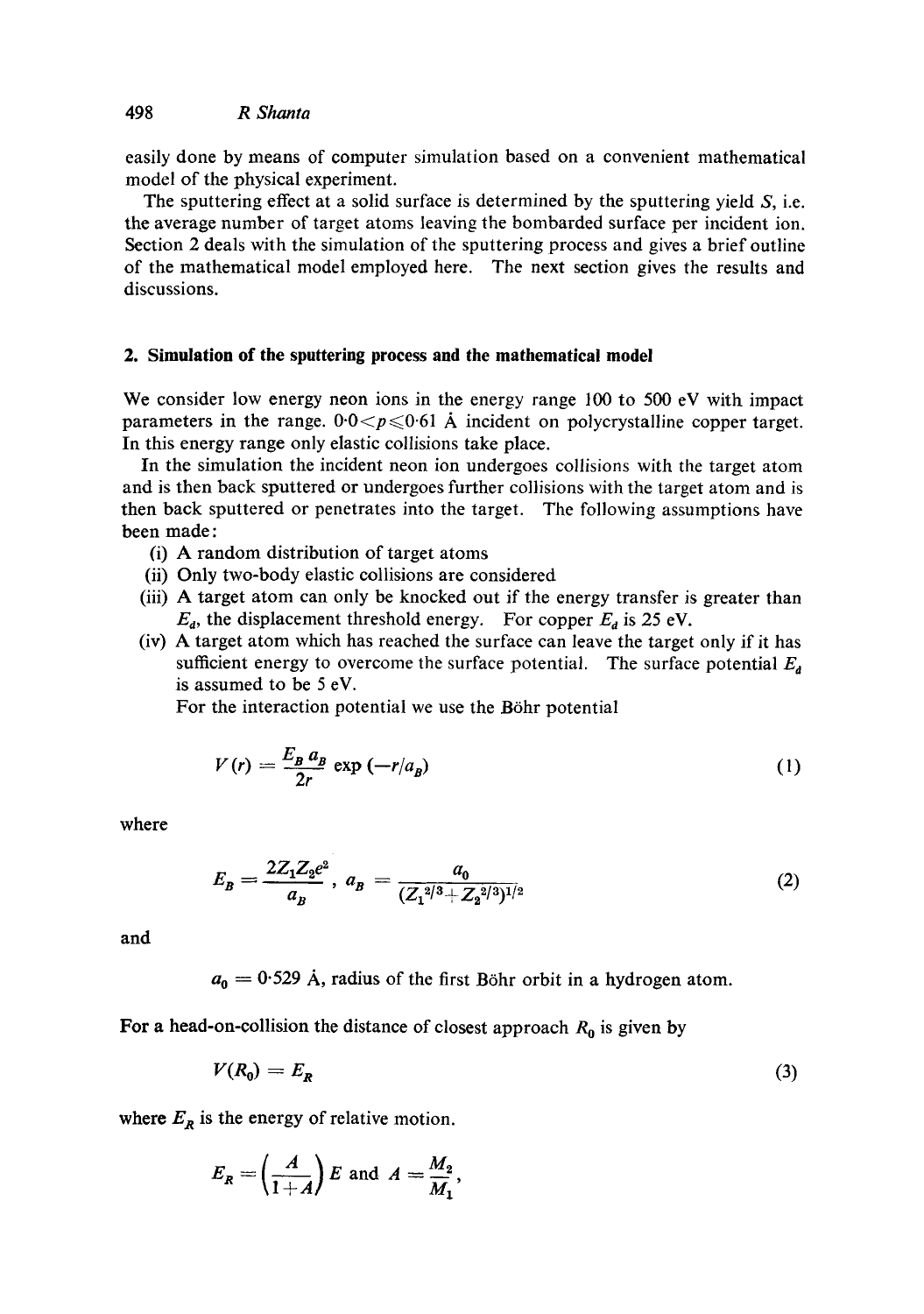easily done by means of computer simulation based on a convenient mathematical model of the physical experiment.

The sputtering effect at a solid surface is determined by the sputtering yield $S$, i.e. the average number of target atoms leaving the bombarded surface per incident ion. Section 2 deals with the simulation of the sputtering process and gives a brief outline of the mathematical model employed here. The next section gives the results and discussions.

## 2. Simulation of the sputtering process and the mathematical model

We consider low energy neon ions in the energy range 100 to 500 eV with impact parameters in the range. $0{\cdot}0 < p \leqslant 0{\cdot}61$ Å incident on polycrystalline copper target. In this energy range only elastic collisions take place.

In the simulation the incident neon ion undergoes collisions with the target atom and is then back sputtered or undergoes further collisions with the target atom and is then back sputtered or penetrates into the target. The following assumptions have been made:

(i) A random distribution of target atoms
(ii) Only two-body elastic collisions are considered
(iii) A target atom can only be knocked out if the energy transfer is greater than $E_d$, the displacement threshold energy. For copper $E_d$ is 25 eV.
(iv) A target atom which has reached the surface can leave the target only if it has sufficient energy to overcome the surface potential. The surface potential $E_d$ is assumed to be 5 eV.

For the interaction potential we use the Böhr potential

$$V(r) = \frac{E_B\, a_B}{2r} \exp\left(-r/a_B\right) \tag{1}$$

where

$$E_B = \frac{2Z_1 Z_2 e^2}{a_B}, \quad a_B = \frac{a_0}{(Z_1^{2/3} + Z_2^{2/3})^{1/2}} \tag{2}$$

and

$a_0 = 0{\cdot}529$ Å, radius of the first Böhr orbit in a hydrogen atom.

For a head-on-collision the distance of closest approach $R_0$ is given by

$$V(R_0) = E_R \tag{3}$$

where $E_R$ is the energy of relative motion.

$$E_R = \left(\frac{A}{1+A}\right) E \text{ and } A = \frac{M_2}{M_1},$$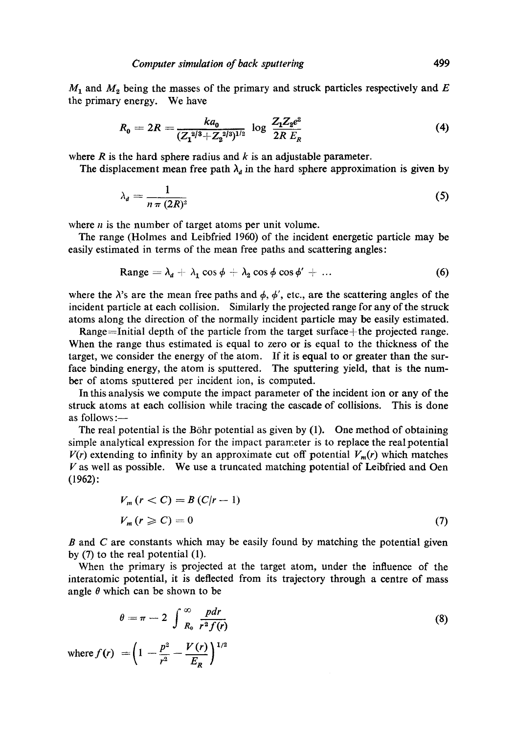$M_1$ and $M_2$ being the masses of the primary and struck particles respectively and $E$ the primary energy. We have

$$R_0 = 2R = \frac{ka_0}{(Z_1^{2/3}+Z_2^{2/3})^{1/2}} \log \frac{Z_1 Z_2 e^2}{2R\, E_R} \tag{4}$$

where $R$ is the hard sphere radius and $k$ is an adjustable parameter.

The displacement mean free path $\lambda_d$ in the hard sphere approximation is given by

$$\lambda_d = \frac{1}{n\,\pi\,(2R)^2} \tag{5}$$

where $n$ is the number of target atoms per unit volume.

The range (Holmes and Leibfried 1960) of the incident energetic particle may be easily estimated in terms of the mean free paths and scattering angles:

$$\text{Range} = \lambda_d + \lambda_1 \cos\phi + \lambda_2 \cos\phi \cos\phi' + \ldots \tag{6}$$

where the $\lambda$'s are the mean free paths and $\phi$, $\phi'$, etc., are the scattering angles of the incident particle at each collision. Similarly the projected range for any of the struck atoms along the direction of the normally incident particle may be easily estimated.

Range=Initial depth of the particle from the target surface+the projected range. When the range thus estimated is equal to zero or is equal to the thickness of the target, we consider the energy of the atom. If it is equal to or greater than the surface binding energy, the atom is sputtered. The sputtering yield, that is the number of atoms sputtered per incident ion, is computed.

In this analysis we compute the impact parameter of the incident ion or any of the struck atoms at each collision while tracing the cascade of collisions. This is done as follows:—

The real potential is the Böhr potential as given by (1). One method of obtaining simple analytical expression for the impact parameter is to replace the real potential $V(r)$ extending to infinity by an approximate cut off potential $V_m(r)$ which matches $V$ as well as possible. We use a truncated matching potential of Leibfried and Oen (1962):

$$V_m\,(r < C) = B\,(C/r - 1)$$

$$V_m\,(r \geqslant C) = 0 \tag{7}$$

$B$ and $C$ are constants which may be easily found by matching the potential given by (7) to the real potential (1).

When the primary is projected at the target atom, under the influence of the interatomic potential, it is deflected from its trajectory through a centre of mass angle $\theta$ which can be shown to be

$$\theta = \pi - 2\int_{R_0}^{\infty} \frac{p\,dr}{r^2 f(r)} \tag{8}$$

where $f(r) = \left(1 - \dfrac{p^2}{r^2} - \dfrac{V(r)}{E_R}\right)^{1/2}$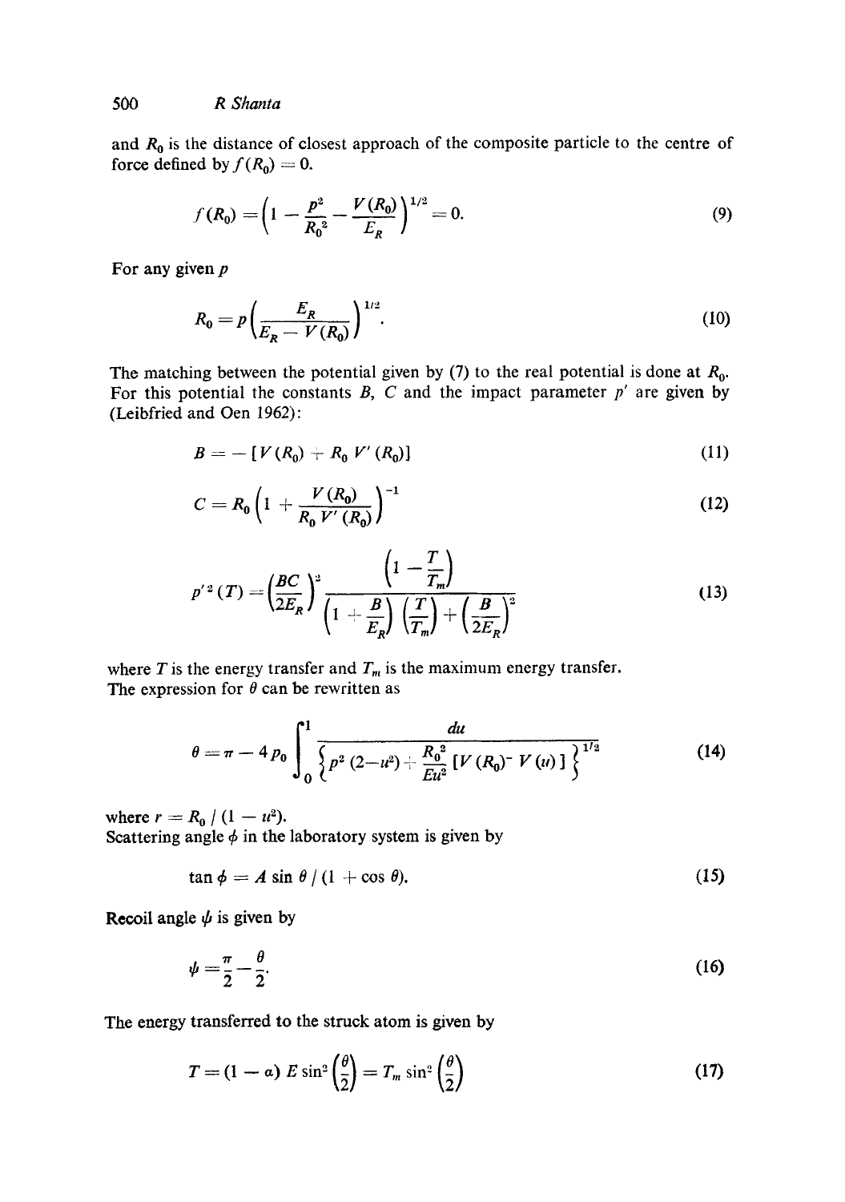and $R_0$ is the distance of closest approach of the composite particle to the centre of force defined by $f(R_0) = 0$.

$$f(R_0) = \left(1 - \frac{p^2}{R_0^2} - \frac{V(R_0)}{E_R}\right)^{1/2} = 0. \tag{9}$$

For any given $p$

$$R_0 = p\left(\frac{E_R}{E_R - V(R_0)}\right)^{1/2}. \tag{10}$$

The matching between the potential given by (7) to the real potential is done at $R_0$. For this potential the constants $B$, $C$ and the impact parameter $p'$ are given by (Leibfried and Oen 1962):

$$B = -\left[V(R_0) + R_0 V'(R_0)\right] \tag{11}$$

$$C = R_0\left(1 + \frac{V(R_0)}{R_0 V'(R_0)}\right)^{-1} \tag{12}$$

$$p'^2(T) = \left(\frac{BC}{2E_R}\right)^2 \frac{\left(1 - \frac{T}{T_m}\right)}{\left(1 + \frac{B}{E_R}\right)\left(\frac{T}{T_m}\right) + \left(\frac{B}{2E_R}\right)^2} \tag{13}$$

where $T$ is the energy transfer and $T_m$ is the maximum energy transfer.
The expression for $\theta$ can be rewritten as

$$\theta = \pi - 4p_0 \int_0^1 \frac{du}{\left\{p^2(2-u^2) + \frac{R_0^2}{Eu^2}\left[V(R_0) - V(u)\right]\right\}^{1/2}} \tag{14}$$

where $r = R_0 / (1 - u^2)$.
Scattering angle $\phi$ in the laboratory system is given by

$$\tan\phi = A \sin\theta / (1 + \cos\theta). \tag{15}$$

Recoil angle $\psi$ is given by

$$\psi = \frac{\pi}{2} - \frac{\theta}{2}. \tag{16}$$

The energy transferred to the struck atom is given by

$$T = (1 - \alpha) E \sin^2\left(\frac{\theta}{2}\right) = T_m \sin^2\left(\frac{\theta}{2}\right) \tag{17}$$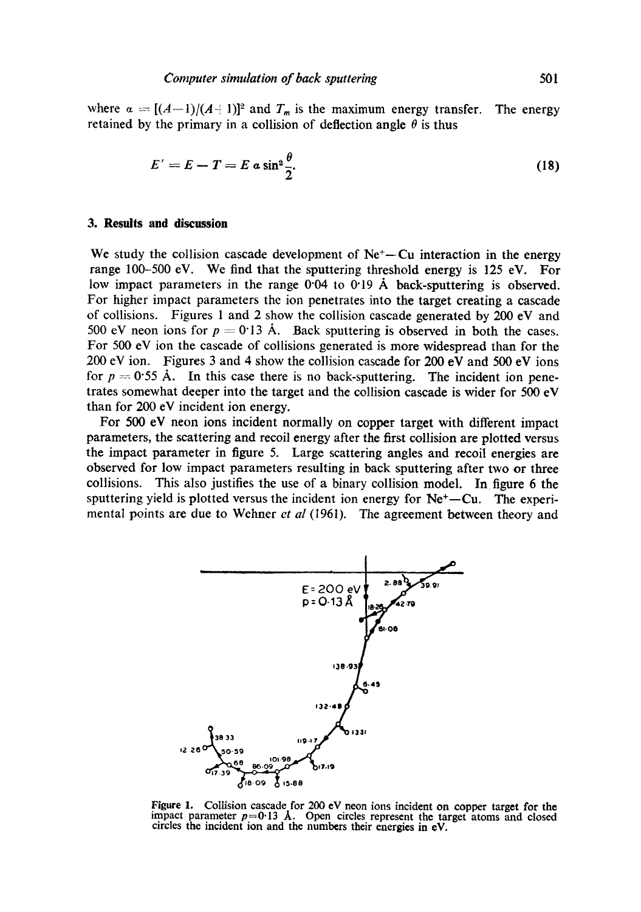where $\alpha = [(A-1)/(A+1)]^2$ and $T_m$ is the maximum energy transfer. The energy retained by the primary in a collision of deflection angle $\theta$ is thus

$$E' = E - T = E\,\alpha \sin^2 \frac{\theta}{2}. \tag{18}$$

### 3. Results and discussion

We study the collision cascade development of $Ne^+$—Cu interaction in the energy range 100–500 eV. We find that the sputtering threshold energy is 125 eV. For low impact parameters in the range 0·04 to 0·19 Å back-sputtering is observed. For higher impact parameters the ion penetrates into the target creating a cascade of collisions. Figures 1 and 2 show the collision cascade generated by 200 eV and 500 eV neon ions for $p = 0{\cdot}13$ Å. Back sputtering is observed in both the cases. For 500 eV ion the cascade of collisions generated is more widespread than for the 200 eV ion. Figures 3 and 4 show the collision cascade for 200 eV and 500 eV ions for $p = 0{\cdot}55$ Å. In this case there is no back-sputtering. The incident ion penetrates somewhat deeper into the target and the collision cascade is wider for 500 eV than for 200 eV incident ion energy.

For 500 eV neon ions incident normally on copper target with different impact parameters, the scattering and recoil energy after the first collision are plotted versus the impact parameter in figure 5. Large scattering angles and recoil energies are observed for low impact parameters resulting in back sputtering after two or three collisions. This also justifies the use of a binary collision model. In figure 6 the sputtering yield is plotted versus the incident ion energy for $Ne^+$—Cu. The experimental points are due to Wehner *et al* (1961). The agreement between theory and

Figure 1. Collision cascade for 200 eV neon ions incident on copper target for the impact parameter $p = 0{\cdot}13$ Å. Open circles represent the target atoms and closed circles the incident ion and the numbers their energies in eV.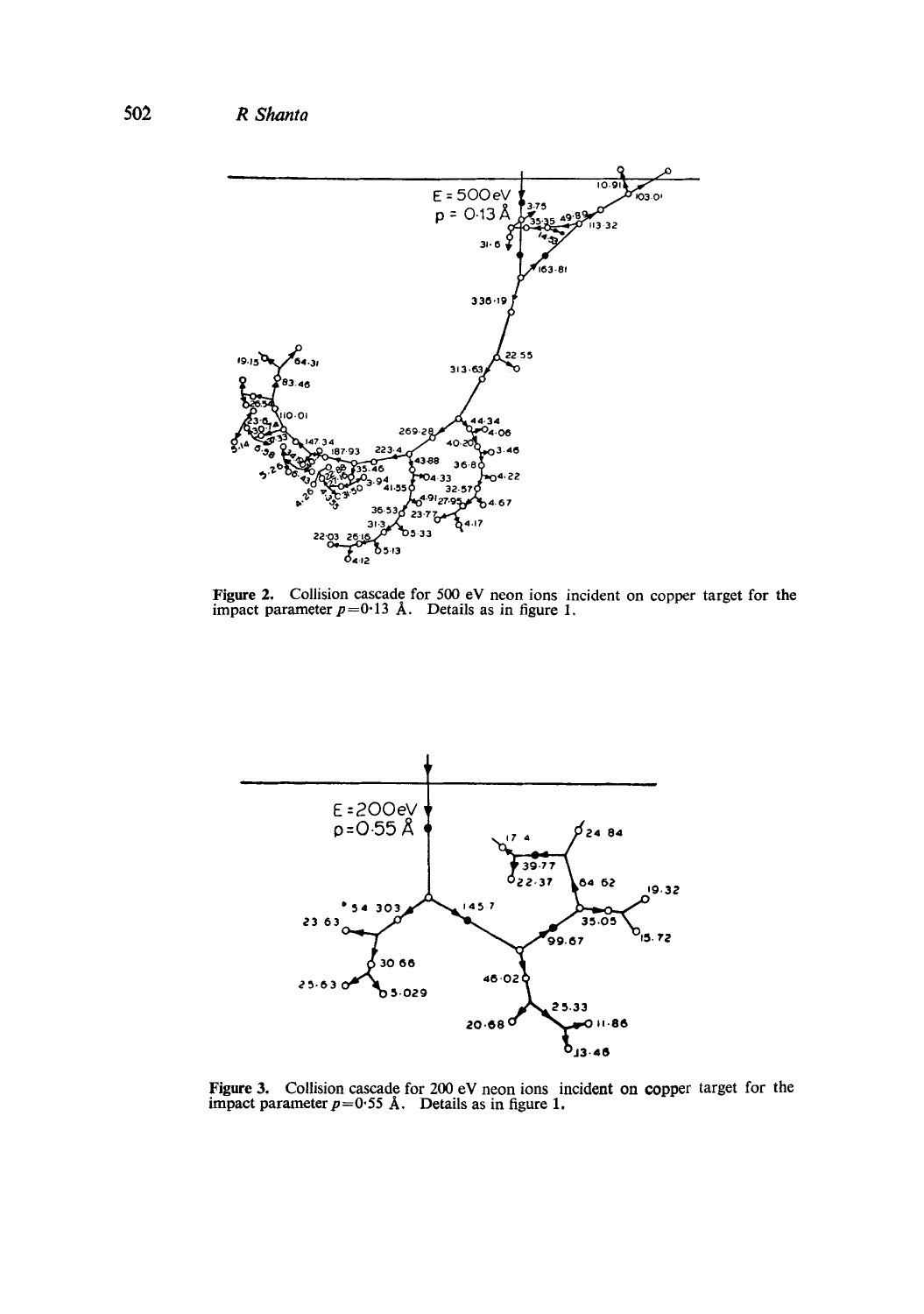**Figure 2.** Collision cascade for 500 eV neon ions incident on copper target for the impact parameter $p = 0{\cdot}13$ Å. Details as in figure 1.

**Figure 3.** Collision cascade for 200 eV neon ions incident on copper target for the impact parameter $p = 0{\cdot}55$ Å. Details as in figure 1.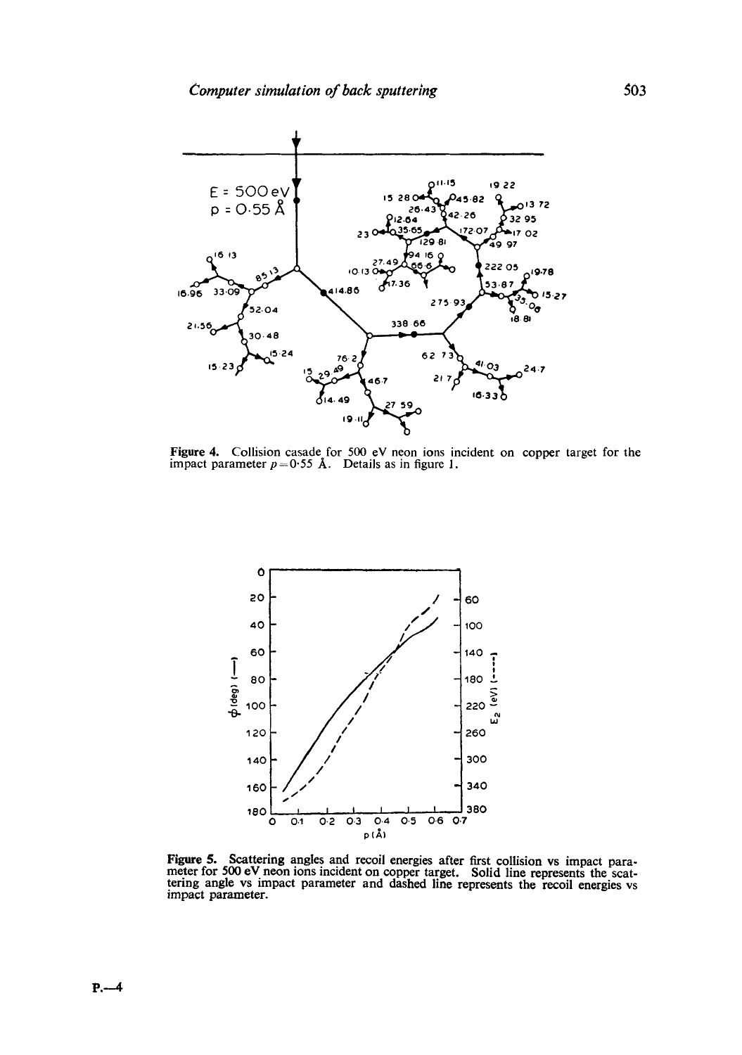**Figure 4.** Collision casade for 500 eV neon ions incident on copper target for the impact parameter $p = 0.55$ Å. Details as in figure 1.

**Figure 5.** Scattering angles and recoil energies after first collision vs impact parameter for 500 eV neon ions incident on copper target. Solid line represents the scattering angle vs impact parameter and dashed line represents the recoil energies vs impact parameter.

P.—4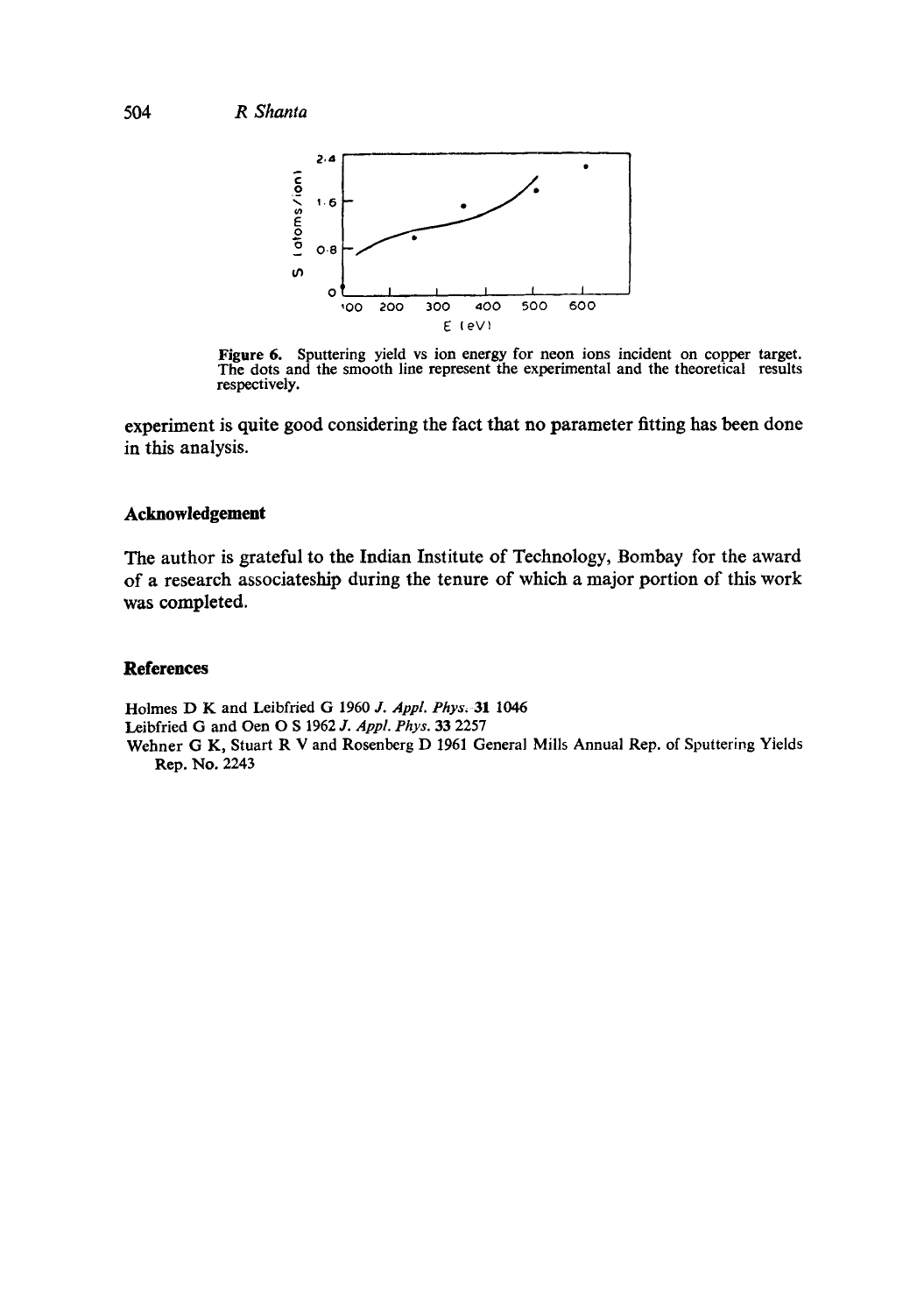2.4

1.6

0.8

0

S (atoms/ion)

100 200 300 400 500 600

E (eV)

**Figure 6.** Sputtering yield vs ion energy for neon ions incident on copper target. The dots and the smooth line represent the experimental and the theoretical results respectively.

experiment is quite good considering the fact that no parameter fitting has been done in this analysis.

## Acknowledgement

The author is grateful to the Indian Institute of Technology, Bombay for the award of a research associateship during the tenure of which a major portion of this work was completed.

## References

Holmes D K and Leibfried G 1960 *J. Appl. Phys.* **31** 1046

Leibfried G and Oen O S 1962 *J. Appl. Phys.* **33** 2257

Wehner G K, Stuart R V and Rosenberg D 1961 General Mills Annual Rep. of Sputtering Yields Rep. No. 2243